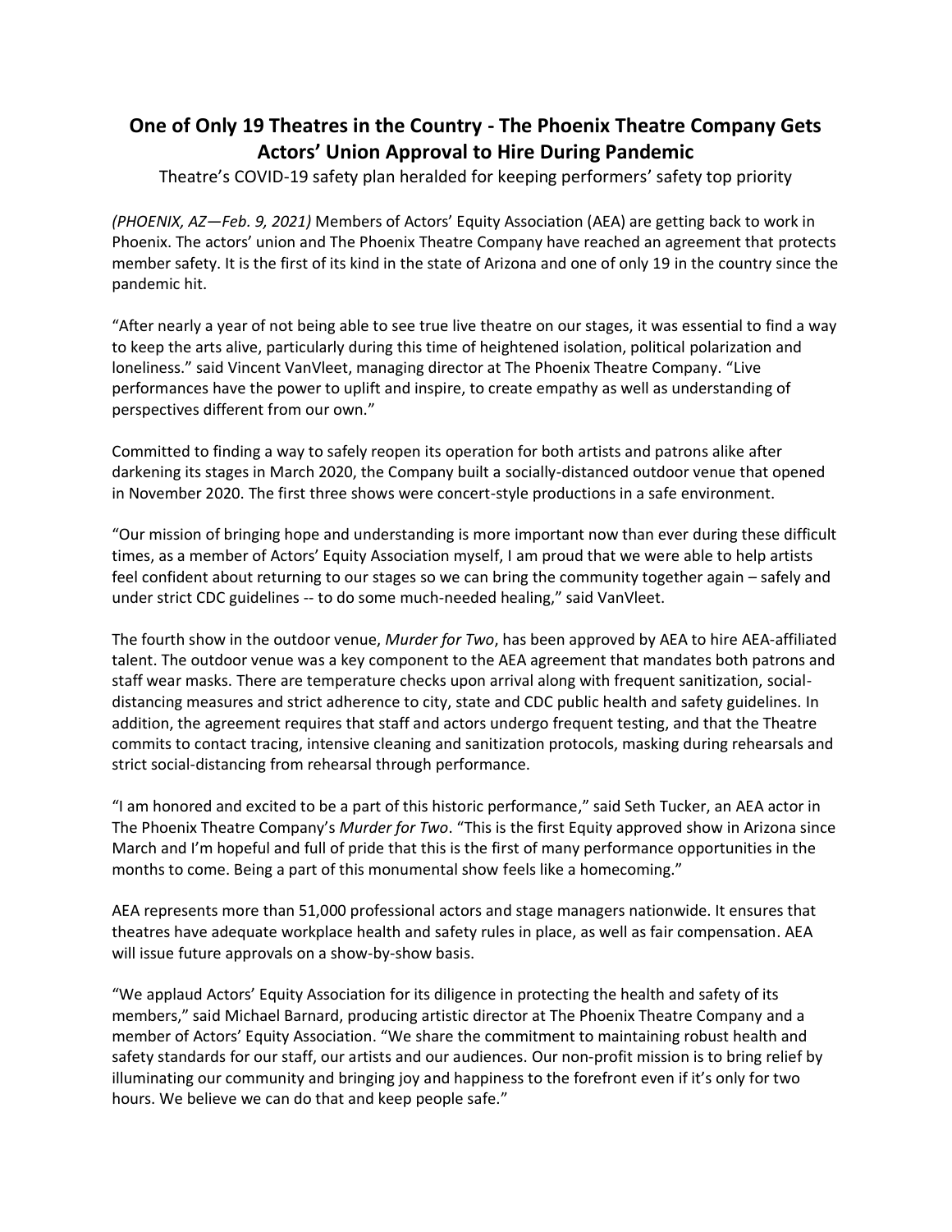# One of Only 19 Theatres in the Country - The Phoenix Theatre Company Gets Actors' Union Approval to Hire During Pandemic

Theatre's COVID-19 safety plan heralded for keeping performers' safety top priority

*(PHOENIX, AZ—Feb. 9, 2021)* Members of Actors' Equity Association (AEA) are getting back to work in Phoenix. The actors' union and The Phoenix Theatre Company have reached an agreement that protects member safety. It is the first of its kind in the state of Arizona and one of only 19 in the country since the pandemic hit.

"After nearly a year of not being able to see true live theatre on our stages, it was essential to find a way to keep the arts alive, particularly during this time of heightened isolation, political polarization and loneliness." said Vincent VanVleet, managing director at The Phoenix Theatre Company. "Live performances have the power to uplift and inspire, to create empathy as well as understanding of perspectives different from our own."

Committed to finding a way to safely reopen its operation for both artists and patrons alike after darkening its stages in March 2020, the Company built a socially-distanced outdoor venue that opened in November 2020. The first three shows were concert-style productions in a safe environment.

"Our mission of bringing hope and understanding is more important now than ever during these difficult times, as a member of Actors' Equity Association myself, I am proud that we were able to help artists feel confident about returning to our stages so we can bring the community together again – safely and under strict CDC guidelines -- to do some much-needed healing," said VanVleet.

The fourth show in the outdoor venue, *Murder for Two*, has been approved by AEA to hire AEA-affiliated talent. The outdoor venue was a key component to the AEA agreement that mandates both patrons and staff wear masks. There are temperature checks upon arrival along with frequent sanitization, social-distancing measures and strict adherence to city, state and CDC public health and safety guidelines. In addition, the agreement requires that staff and actors undergo frequent testing, and that the Theatre commits to contact tracing, intensive cleaning and sanitization protocols, masking during rehearsals and strict social-distancing from rehearsal through performance.

"I am honored and excited to be a part of this historic performance," said Seth Tucker, an AEA actor in The Phoenix Theatre Company's *Murder for Two*. "This is the first Equity approved show in Arizona since March and I'm hopeful and full of pride that this is the first of many performance opportunities in the months to come. Being a part of this monumental show feels like a homecoming."

AEA represents more than 51,000 professional actors and stage managers nationwide. It ensures that theatres have adequate workplace health and safety rules in place, as well as fair compensation. AEA will issue future approvals on a show-by-show basis.

"We applaud Actors' Equity Association for its diligence in protecting the health and safety of its members," said Michael Barnard, producing artistic director at The Phoenix Theatre Company and a member of Actors' Equity Association. "We share the commitment to maintaining robust health and safety standards for our staff, our artists and our audiences. Our non-profit mission is to bring relief by illuminating our community and bringing joy and happiness to the forefront even if it's only for two hours. We believe we can do that and keep people safe."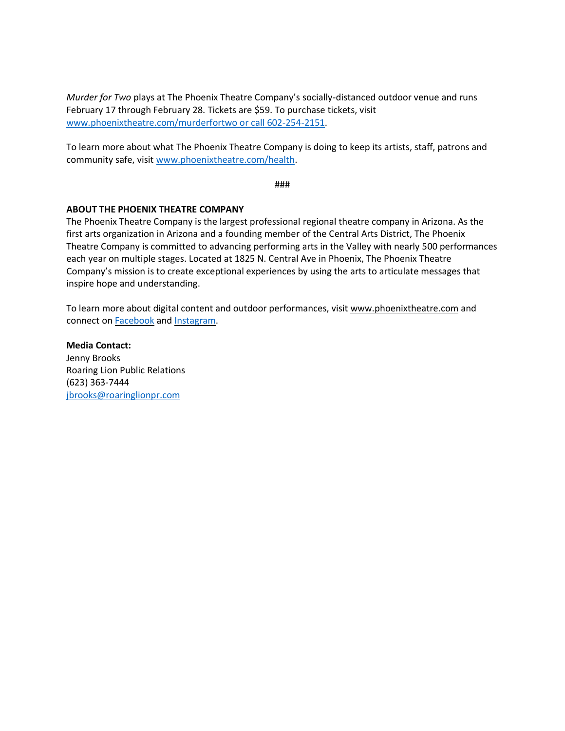*Murder for Two* plays at The Phoenix Theatre Company's socially-distanced outdoor venue and runs February 17 through February 28. Tickets are $59. To purchase tickets, visit www.phoenixtheatre.com/murderfortwo or call 602-254-2151.

To learn more about what The Phoenix Theatre Company is doing to keep its artists, staff, patrons and community safe, visit www.phoenixtheatre.com/health.

###

**ABOUT THE PHOENIX THEATRE COMPANY**

The Phoenix Theatre Company is the largest professional regional theatre company in Arizona. As the first arts organization in Arizona and a founding member of the Central Arts District, The Phoenix Theatre Company is committed to advancing performing arts in the Valley with nearly 500 performances each year on multiple stages. Located at 1825 N. Central Ave in Phoenix, The Phoenix Theatre Company's mission is to create exceptional experiences by using the arts to articulate messages that inspire hope and understanding.

To learn more about digital content and outdoor performances, visit www.phoenixtheatre.com and connect on Facebook and Instagram.

**Media Contact:**
Jenny Brooks
Roaring Lion Public Relations
(623) 363-7444
jbrooks@roaringlionpr.com